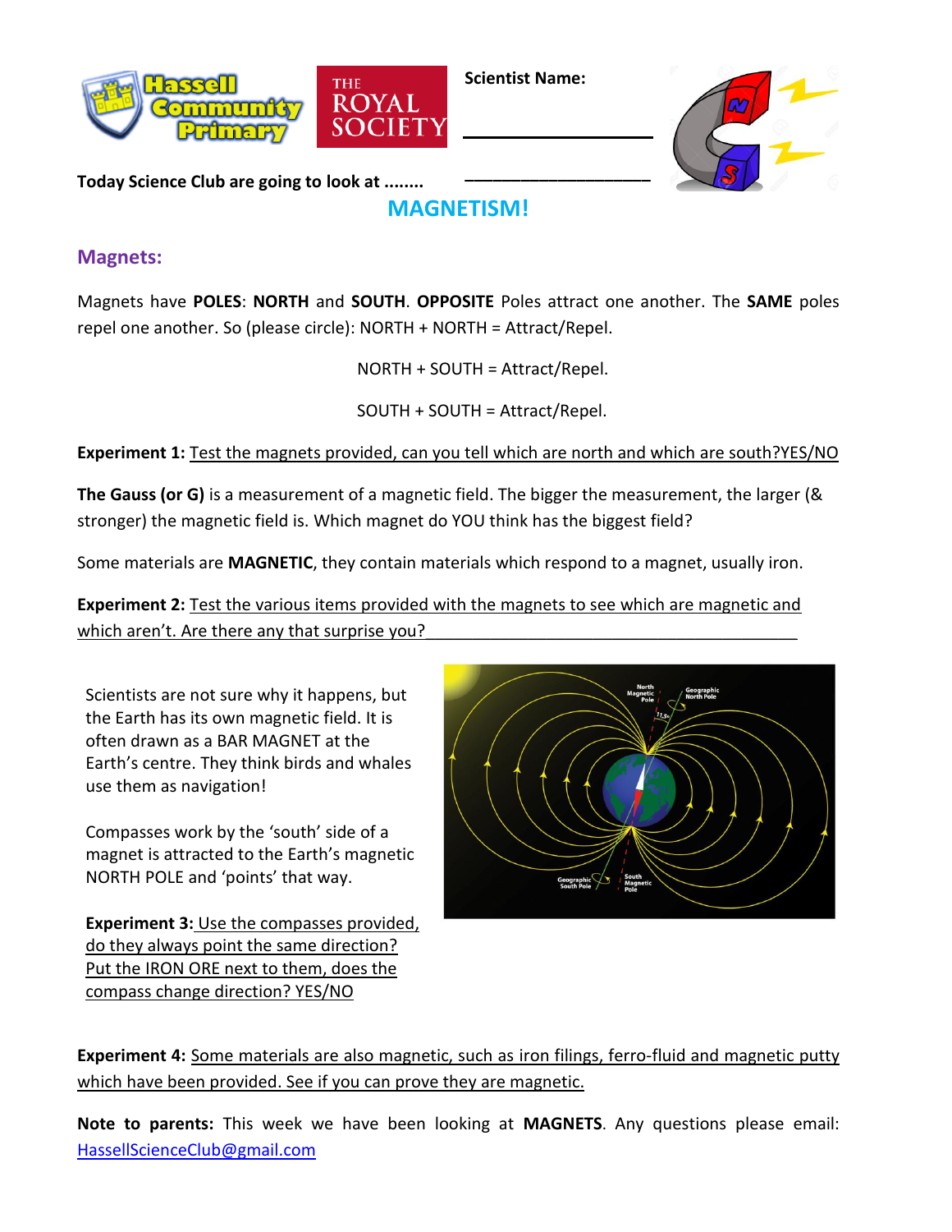Scientist Name: ____________________

____________________

Today Science Club are going to look at ........

# MAGNETISM!

## Magnets:

Magnets have **POLES**: **NORTH** and **SOUTH**. **OPPOSITE** Poles attract one another. The **SAME** poles repel one another. So (please circle): NORTH + NORTH = Attract/Repel.

NORTH + SOUTH = Attract/Repel.

SOUTH + SOUTH = Attract/Repel.

**Experiment 1:** Test the magnets provided, can you tell which are north and which are south?YES/NO

**The Gauss (or G)** is a measurement of a magnetic field. The bigger the measurement, the larger (& stronger) the magnetic field is. Which magnet do YOU think has the biggest field?

Some materials are **MAGNETIC**, they contain materials which respond to a magnet, usually iron.

**Experiment 2:** Test the various items provided with the magnets to see which are magnetic and which aren't. Are there any that surprise you?________________________________________

Scientists are not sure why it happens, but the Earth has its own magnetic field. It is often drawn as a BAR MAGNET at the Earth's centre. They think birds and whales use them as navigation!

Compasses work by the 'south' side of a magnet is attracted to the Earth's magnetic NORTH POLE and 'points' that way.

**Experiment 3:** Use the compasses provided, do they always point the same direction? Put the IRON ORE next to them, does the compass change direction? YES/NO

**Experiment 4:** Some materials are also magnetic, such as iron filings, ferro-fluid and magnetic putty which have been provided. See if you can prove they are magnetic.

**Note to parents:** This week we have been looking at **MAGNETS**. Any questions please email: HassellScienceClub@gmail.com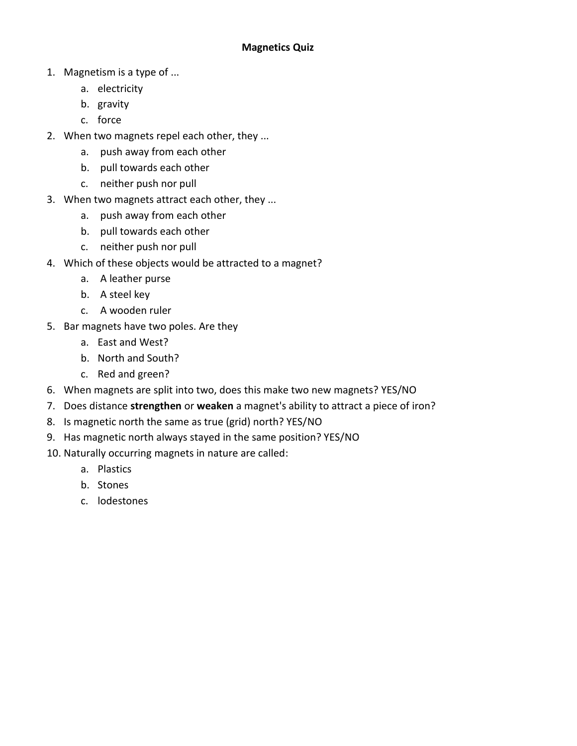# Magnetics Quiz

1. Magnetism is a type of ...
   a. electricity
   b. gravity
   c. force
2. When two magnets repel each other, they ...
   a. push away from each other
   b. pull towards each other
   c. neither push nor pull
3. When two magnets attract each other, they ...
   a. push away from each other
   b. pull towards each other
   c. neither push nor pull
4. Which of these objects would be attracted to a magnet?
   a. A leather purse
   b. A steel key
   c. A wooden ruler
5. Bar magnets have two poles. Are they
   a. East and West?
   b. North and South?
   c. Red and green?
6. When magnets are split into two, does this make two new magnets? YES/NO
7. Does distance **strengthen** or **weaken** a magnet's ability to attract a piece of iron?
8. Is magnetic north the same as true (grid) north? YES/NO
9. Has magnetic north always stayed in the same position? YES/NO
10. Naturally occurring magnets in nature are called:
    a. Plastics
    b. Stones
    c. lodestones